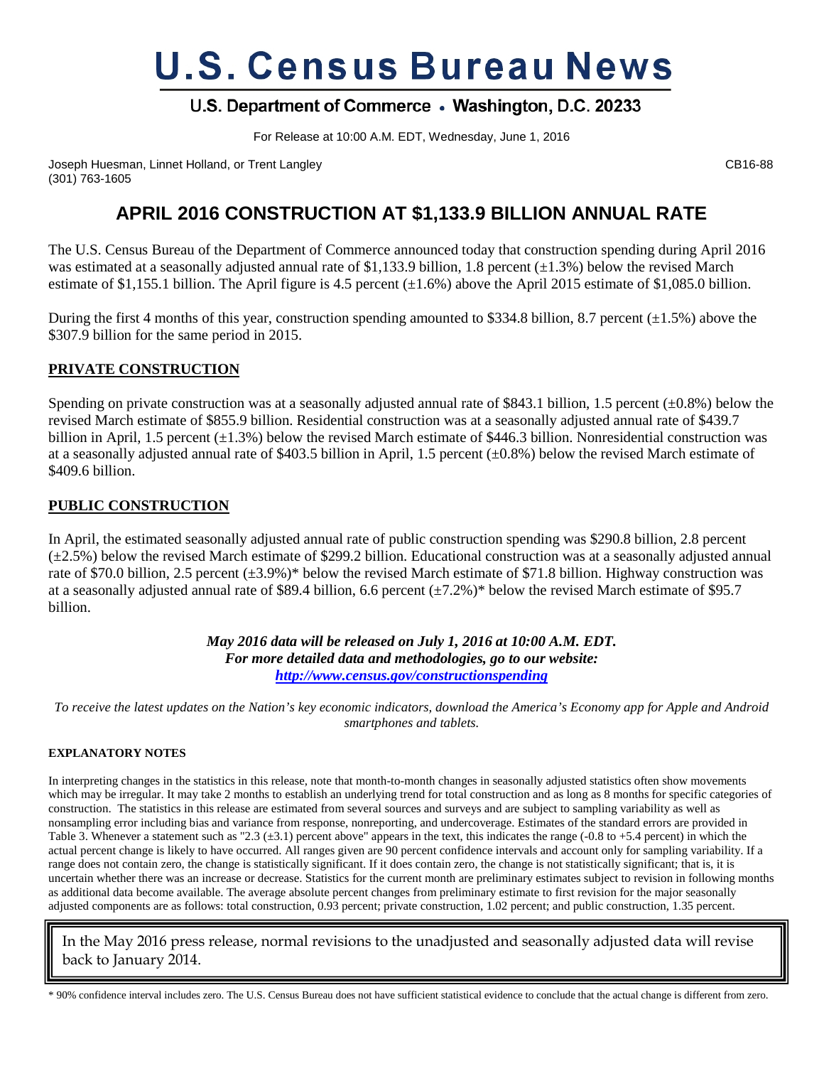# U.S. Census Bureau News

## U.S. Department of Commerce • Washington, D.C. 20233

For Release at 10:00 A.M. EDT, Wednesday, June 1, 2016

Joseph Huesman, Linnet Holland, or Trent Langley
(301) 763-1605

CB16-88

# APRIL 2016 CONSTRUCTION AT $1,133.9 BILLION ANNUAL RATE

The U.S. Census Bureau of the Department of Commerce announced today that construction spending during April 2016 was estimated at a seasonally adjusted annual rate of $1,133.9 billion, 1.8 percent (±1.3%) below the revised March estimate of $1,155.1 billion. The April figure is 4.5 percent (±1.6%) above the April 2015 estimate of $1,085.0 billion.

During the first 4 months of this year, construction spending amounted to $334.8 billion, 8.7 percent (±1.5%) above the $307.9 billion for the same period in 2015.

## PRIVATE CONSTRUCTION

Spending on private construction was at a seasonally adjusted annual rate of $843.1 billion, 1.5 percent (±0.8%) below the revised March estimate of $855.9 billion. Residential construction was at a seasonally adjusted annual rate of $439.7 billion in April, 1.5 percent (±1.3%) below the revised March estimate of $446.3 billion. Nonresidential construction was at a seasonally adjusted annual rate of $403.5 billion in April, 1.5 percent (±0.8%) below the revised March estimate of $409.6 billion.

## PUBLIC CONSTRUCTION

In April, the estimated seasonally adjusted annual rate of public construction spending was $290.8 billion, 2.8 percent (±2.5%) below the revised March estimate of $299.2 billion. Educational construction was at a seasonally adjusted annual rate of $70.0 billion, 2.5 percent (±3.9%)* below the revised March estimate of $71.8 billion. Highway construction was at a seasonally adjusted annual rate of $89.4 billion, 6.6 percent (±7.2%)* below the revised March estimate of $95.7 billion.

***May 2016 data will be released on July 1, 2016 at 10:00 A.M. EDT.***
***For more detailed data and methodologies, go to our website:***
***http://www.census.gov/constructionspending***

*To receive the latest updates on the Nation's key economic indicators, download the America's Economy app for Apple and Android smartphones and tablets.*

**EXPLANATORY NOTES**

In interpreting changes in the statistics in this release, note that month-to-month changes in seasonally adjusted statistics often show movements which may be irregular. It may take 2 months to establish an underlying trend for total construction and as long as 8 months for specific categories of construction. The statistics in this release are estimated from several sources and surveys and are subject to sampling variability as well as nonsampling error including bias and variance from response, nonreporting, and undercoverage. Estimates of the standard errors are provided in Table 3. Whenever a statement such as "2.3 (±3.1) percent above" appears in the text, this indicates the range (-0.8 to +5.4 percent) in which the actual percent change is likely to have occurred. All ranges given are 90 percent confidence intervals and account only for sampling variability. If a range does not contain zero, the change is statistically significant. If it does contain zero, the change is not statistically significant; that is, it is uncertain whether there was an increase or decrease. Statistics for the current month are preliminary estimates subject to revision in following months as additional data become available. The average absolute percent changes from preliminary estimate to first revision for the major seasonally adjusted components are as follows: total construction, 0.93 percent; private construction, 1.02 percent; and public construction, 1.35 percent.

In the May 2016 press release, normal revisions to the unadjusted and seasonally adjusted data will revise back to January 2014.

\* 90% confidence interval includes zero. The U.S. Census Bureau does not have sufficient statistical evidence to conclude that the actual change is different from zero.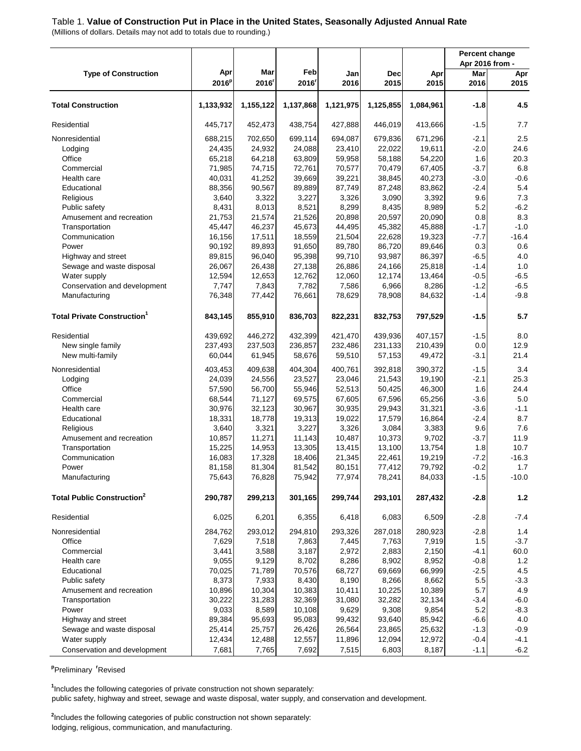Table 1. **Value of Construction Put in Place in the United States, Seasonally Adjusted Annual Rate**

(Millions of dollars. Details may not add to totals due to rounding.)

| Type of Construction | Apr 2016[p] | Mar 2016[r] | Feb 2016[r] | Jan 2016 | Dec 2015 | Apr 2015 | Percent change Apr 2016 from - | |
|---|---|---|---|---|---|---|---|---|
| | | | | | | | Mar 2016 | Apr 2015 |
| **Total Construction** | **1,133,932** | **1,155,122** | **1,137,868** | **1,121,975** | **1,125,855** | **1,084,961** | **-1.8** | **4.5** |
| Residential | 445,717 | 452,473 | 438,754 | 427,888 | 446,019 | 413,666 | -1.5 | 7.7 |
| Nonresidential | 688,215 | 702,650 | 699,114 | 694,087 | 679,836 | 671,296 | -2.1 | 2.5 |
| Lodging | 24,435 | 24,932 | 24,088 | 23,410 | 22,022 | 19,611 | -2.0 | 24.6 |
| Office | 65,218 | 64,218 | 63,809 | 59,958 | 58,188 | 54,220 | 1.6 | 20.3 |
| Commercial | 71,985 | 74,715 | 72,761 | 70,577 | 70,479 | 67,405 | -3.7 | 6.8 |
| Health care | 40,031 | 41,252 | 39,669 | 39,221 | 38,845 | 40,273 | -3.0 | -0.6 |
| Educational | 88,356 | 90,567 | 89,889 | 87,749 | 87,248 | 83,862 | -2.4 | 5.4 |
| Religious | 3,640 | 3,322 | 3,227 | 3,326 | 3,090 | 3,392 | 9.6 | 7.3 |
| Public safety | 8,431 | 8,013 | 8,521 | 8,299 | 8,435 | 8,989 | 5.2 | -6.2 |
| Amusement and recreation | 21,753 | 21,574 | 21,526 | 20,898 | 20,597 | 20,090 | 0.8 | 8.3 |
| Transportation | 45,447 | 46,237 | 45,673 | 44,495 | 45,382 | 45,888 | -1.7 | -1.0 |
| Communication | 16,156 | 17,511 | 18,559 | 21,504 | 22,628 | 19,323 | -7.7 | -16.4 |
| Power | 90,192 | 89,893 | 91,650 | 89,780 | 86,720 | 89,646 | 0.3 | 0.6 |
| Highway and street | 89,815 | 96,040 | 95,398 | 99,710 | 93,987 | 86,397 | -6.5 | 4.0 |
| Sewage and waste disposal | 26,067 | 26,438 | 27,138 | 26,886 | 24,166 | 25,818 | -1.4 | 1.0 |
| Water supply | 12,594 | 12,653 | 12,762 | 12,060 | 12,174 | 13,464 | -0.5 | -6.5 |
| Conservation and development | 7,747 | 7,843 | 7,782 | 7,586 | 6,966 | 8,286 | -1.2 | -6.5 |
| Manufacturing | 76,348 | 77,442 | 76,661 | 78,629 | 78,908 | 84,632 | -1.4 | -9.8 |
| **Total Private Construction[1]** | **843,145** | **855,910** | **836,703** | **822,231** | **832,753** | **797,529** | **-1.5** | **5.7** |
| Residential | 439,692 | 446,272 | 432,399 | 421,470 | 439,936 | 407,157 | -1.5 | 8.0 |
| New single family | 237,493 | 237,503 | 236,857 | 232,486 | 231,133 | 210,439 | 0.0 | 12.9 |
| New multi-family | 60,044 | 61,945 | 58,676 | 59,510 | 57,153 | 49,472 | -3.1 | 21.4 |
| Nonresidential | 403,453 | 409,638 | 404,304 | 400,761 | 392,818 | 390,372 | -1.5 | 3.4 |
| Lodging | 24,039 | 24,556 | 23,527 | 23,046 | 21,543 | 19,190 | -2.1 | 25.3 |
| Office | 57,590 | 56,700 | 55,946 | 52,513 | 50,425 | 46,300 | 1.6 | 24.4 |
| Commercial | 68,544 | 71,127 | 69,575 | 67,605 | 67,596 | 65,256 | -3.6 | 5.0 |
| Health care | 30,976 | 32,123 | 30,967 | 30,935 | 29,943 | 31,321 | -3.6 | -1.1 |
| Educational | 18,331 | 18,778 | 19,313 | 19,022 | 17,579 | 16,864 | -2.4 | 8.7 |
| Religious | 3,640 | 3,321 | 3,227 | 3,326 | 3,084 | 3,383 | 9.6 | 7.6 |
| Amusement and recreation | 10,857 | 11,271 | 11,143 | 10,487 | 10,373 | 9,702 | -3.7 | 11.9 |
| Transportation | 15,225 | 14,953 | 13,305 | 13,415 | 13,100 | 13,754 | 1.8 | 10.7 |
| Communication | 16,083 | 17,328 | 18,406 | 21,345 | 22,461 | 19,219 | -7.2 | -16.3 |
| Power | 81,158 | 81,304 | 81,542 | 80,151 | 77,412 | 79,792 | -0.2 | 1.7 |
| Manufacturing | 75,643 | 76,828 | 75,942 | 77,974 | 78,241 | 84,033 | -1.5 | -10.0 |
| **Total Public Construction[2]** | **290,787** | **299,213** | **301,165** | **299,744** | **293,101** | **287,432** | **-2.8** | **1.2** |
| Residential | 6,025 | 6,201 | 6,355 | 6,418 | 6,083 | 6,509 | -2.8 | -7.4 |
| Nonresidential | 284,762 | 293,012 | 294,810 | 293,326 | 287,018 | 280,923 | -2.8 | 1.4 |
| Office | 7,629 | 7,518 | 7,863 | 7,445 | 7,763 | 7,919 | 1.5 | -3.7 |
| Commercial | 3,441 | 3,588 | 3,187 | 2,972 | 2,883 | 2,150 | -4.1 | 60.0 |
| Health care | 9,055 | 9,129 | 8,702 | 8,286 | 8,902 | 8,952 | -0.8 | 1.2 |
| Educational | 70,025 | 71,789 | 70,576 | 68,727 | 69,669 | 66,999 | -2.5 | 4.5 |
| Public safety | 8,373 | 7,933 | 8,430 | 8,190 | 8,266 | 8,662 | 5.5 | -3.3 |
| Amusement and recreation | 10,896 | 10,304 | 10,383 | 10,411 | 10,225 | 10,389 | 5.7 | 4.9 |
| Transportation | 30,222 | 31,283 | 32,369 | 31,080 | 32,282 | 32,134 | -3.4 | -6.0 |
| Power | 9,033 | 8,589 | 10,108 | 9,629 | 9,308 | 9,854 | 5.2 | -8.3 |
| Highway and street | 89,384 | 95,693 | 95,083 | 99,432 | 93,640 | 85,942 | -6.6 | 4.0 |
| Sewage and waste disposal | 25,414 | 25,757 | 26,426 | 26,564 | 23,865 | 25,632 | -1.3 | -0.9 |
| Water supply | 12,434 | 12,488 | 12,557 | 11,896 | 12,094 | 12,972 | -0.4 | -4.1 |
| Conservation and development | 7,681 | 7,765 | 7,692 | 7,515 | 6,803 | 8,187 | -1.1 | -6.2 |

[p]Preliminary [r]Revised

[1]Includes the following categories of private construction not shown separately:
public safety, highway and street, sewage and waste disposal, water supply, and conservation and development.

[2]Includes the following categories of public construction not shown separately:
lodging, religious, communication, and manufacturing.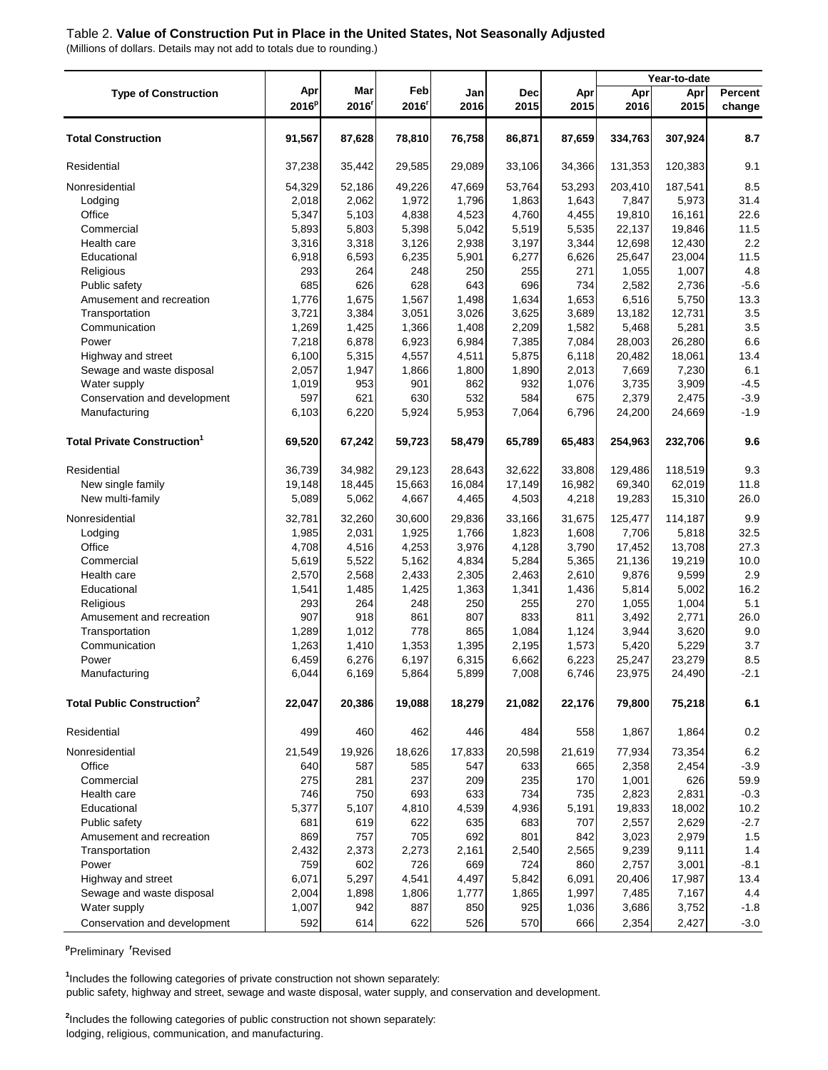Table 2. **Value of Construction Put in Place in the United States, Not Seasonally Adjusted**

(Millions of dollars. Details may not add to totals due to rounding.)

| Type of Construction | Apr 2016[p] | Mar 2016[r] | Feb 2016[r] | Jan 2016 | Dec 2015 | Apr 2015 | Year-to-date Apr 2016 | Year-to-date Apr 2015 | Year-to-date Percent change |
|---|---|---|---|---|---|---|---|---|---|
| **Total Construction** | **91,567** | **87,628** | **78,810** | **76,758** | **86,871** | **87,659** | **334,763** | **307,924** | **8.7** |
| Residential | 37,238 | 35,442 | 29,585 | 29,089 | 33,106 | 34,366 | 131,353 | 120,383 | 9.1 |
| Nonresidential | 54,329 | 52,186 | 49,226 | 47,669 | 53,764 | 53,293 | 203,410 | 187,541 | 8.5 |
| Lodging | 2,018 | 2,062 | 1,972 | 1,796 | 1,863 | 1,643 | 7,847 | 5,973 | 31.4 |
| Office | 5,347 | 5,103 | 4,838 | 4,523 | 4,760 | 4,455 | 19,810 | 16,161 | 22.6 |
| Commercial | 5,893 | 5,803 | 5,398 | 5,042 | 5,519 | 5,535 | 22,137 | 19,846 | 11.5 |
| Health care | 3,316 | 3,318 | 3,126 | 2,938 | 3,197 | 3,344 | 12,698 | 12,430 | 2.2 |
| Educational | 6,918 | 6,593 | 6,235 | 5,901 | 6,277 | 6,626 | 25,647 | 23,004 | 11.5 |
| Religious | 293 | 264 | 248 | 250 | 255 | 271 | 1,055 | 1,007 | 4.8 |
| Public safety | 685 | 626 | 628 | 643 | 696 | 734 | 2,582 | 2,736 | -5.6 |
| Amusement and recreation | 1,776 | 1,675 | 1,567 | 1,498 | 1,634 | 1,653 | 6,516 | 5,750 | 13.3 |
| Transportation | 3,721 | 3,384 | 3,051 | 3,026 | 3,625 | 3,689 | 13,182 | 12,731 | 3.5 |
| Communication | 1,269 | 1,425 | 1,366 | 1,408 | 2,209 | 1,582 | 5,468 | 5,281 | 3.5 |
| Power | 7,218 | 6,878 | 6,923 | 6,984 | 7,385 | 7,084 | 28,003 | 26,280 | 6.6 |
| Highway and street | 6,100 | 5,315 | 4,557 | 4,511 | 5,875 | 6,118 | 20,482 | 18,061 | 13.4 |
| Sewage and waste disposal | 2,057 | 1,947 | 1,866 | 1,800 | 1,890 | 2,013 | 7,669 | 7,230 | 6.1 |
| Water supply | 1,019 | 953 | 901 | 862 | 932 | 1,076 | 3,735 | 3,909 | -4.5 |
| Conservation and development | 597 | 621 | 630 | 532 | 584 | 675 | 2,379 | 2,475 | -3.9 |
| Manufacturing | 6,103 | 6,220 | 5,924 | 5,953 | 7,064 | 6,796 | 24,200 | 24,669 | -1.9 |
| **Total Private Construction[1]** | **69,520** | **67,242** | **59,723** | **58,479** | **65,789** | **65,483** | **254,963** | **232,706** | **9.6** |
| Residential | 36,739 | 34,982 | 29,123 | 28,643 | 32,622 | 33,808 | 129,486 | 118,519 | 9.3 |
| New single family | 19,148 | 18,445 | 15,663 | 16,084 | 17,149 | 16,982 | 69,340 | 62,019 | 11.8 |
| New multi-family | 5,089 | 5,062 | 4,667 | 4,465 | 4,503 | 4,218 | 19,283 | 15,310 | 26.0 |
| Nonresidential | 32,781 | 32,260 | 30,600 | 29,836 | 33,166 | 31,675 | 125,477 | 114,187 | 9.9 |
| Lodging | 1,985 | 2,031 | 1,925 | 1,766 | 1,823 | 1,608 | 7,706 | 5,818 | 32.5 |
| Office | 4,708 | 4,516 | 4,253 | 3,976 | 4,128 | 3,790 | 17,452 | 13,708 | 27.3 |
| Commercial | 5,619 | 5,522 | 5,162 | 4,834 | 5,284 | 5,365 | 21,136 | 19,219 | 10.0 |
| Health care | 2,570 | 2,568 | 2,433 | 2,305 | 2,463 | 2,610 | 9,876 | 9,599 | 2.9 |
| Educational | 1,541 | 1,485 | 1,425 | 1,363 | 1,341 | 1,436 | 5,814 | 5,002 | 16.2 |
| Religious | 293 | 264 | 248 | 250 | 255 | 270 | 1,055 | 1,004 | 5.1 |
| Amusement and recreation | 907 | 918 | 861 | 807 | 833 | 811 | 3,492 | 2,771 | 26.0 |
| Transportation | 1,289 | 1,012 | 778 | 865 | 1,084 | 1,124 | 3,944 | 3,620 | 9.0 |
| Communication | 1,263 | 1,410 | 1,353 | 1,395 | 2,195 | 1,573 | 5,420 | 5,229 | 3.7 |
| Power | 6,459 | 6,276 | 6,197 | 6,315 | 6,662 | 6,223 | 25,247 | 23,279 | 8.5 |
| Manufacturing | 6,044 | 6,169 | 5,864 | 5,899 | 7,008 | 6,746 | 23,975 | 24,490 | -2.1 |
| **Total Public Construction[2]** | **22,047** | **20,386** | **19,088** | **18,279** | **21,082** | **22,176** | **79,800** | **75,218** | **6.1** |
| Residential | 499 | 460 | 462 | 446 | 484 | 558 | 1,867 | 1,864 | 0.2 |
| Nonresidential | 21,549 | 19,926 | 18,626 | 17,833 | 20,598 | 21,619 | 77,934 | 73,354 | 6.2 |
| Office | 640 | 587 | 585 | 547 | 633 | 665 | 2,358 | 2,454 | -3.9 |
| Commercial | 275 | 281 | 237 | 209 | 235 | 170 | 1,001 | 626 | 59.9 |
| Health care | 746 | 750 | 693 | 633 | 734 | 735 | 2,823 | 2,831 | -0.3 |
| Educational | 5,377 | 5,107 | 4,810 | 4,539 | 4,936 | 5,191 | 19,833 | 18,002 | 10.2 |
| Public safety | 681 | 619 | 622 | 635 | 683 | 707 | 2,557 | 2,629 | -2.7 |
| Amusement and recreation | 869 | 757 | 705 | 692 | 801 | 842 | 3,023 | 2,979 | 1.5 |
| Transportation | 2,432 | 2,373 | 2,273 | 2,161 | 2,540 | 2,565 | 9,239 | 9,111 | 1.4 |
| Power | 759 | 602 | 726 | 669 | 724 | 860 | 2,757 | 3,001 | -8.1 |
| Highway and street | 6,071 | 5,297 | 4,541 | 4,497 | 5,842 | 6,091 | 20,406 | 17,987 | 13.4 |
| Sewage and waste disposal | 2,004 | 1,898 | 1,806 | 1,777 | 1,865 | 1,997 | 7,485 | 7,167 | 4.4 |
| Water supply | 1,007 | 942 | 887 | 850 | 925 | 1,036 | 3,686 | 3,752 | -1.8 |
| Conservation and development | 592 | 614 | 622 | 526 | 570 | 666 | 2,354 | 2,427 | -3.0 |

[p]Preliminary [r]Revised

[1]Includes the following categories of private construction not shown separately:
public safety, highway and street, sewage and waste disposal, water supply, and conservation and development.

[2]Includes the following categories of public construction not shown separately:
lodging, religious, communication, and manufacturing.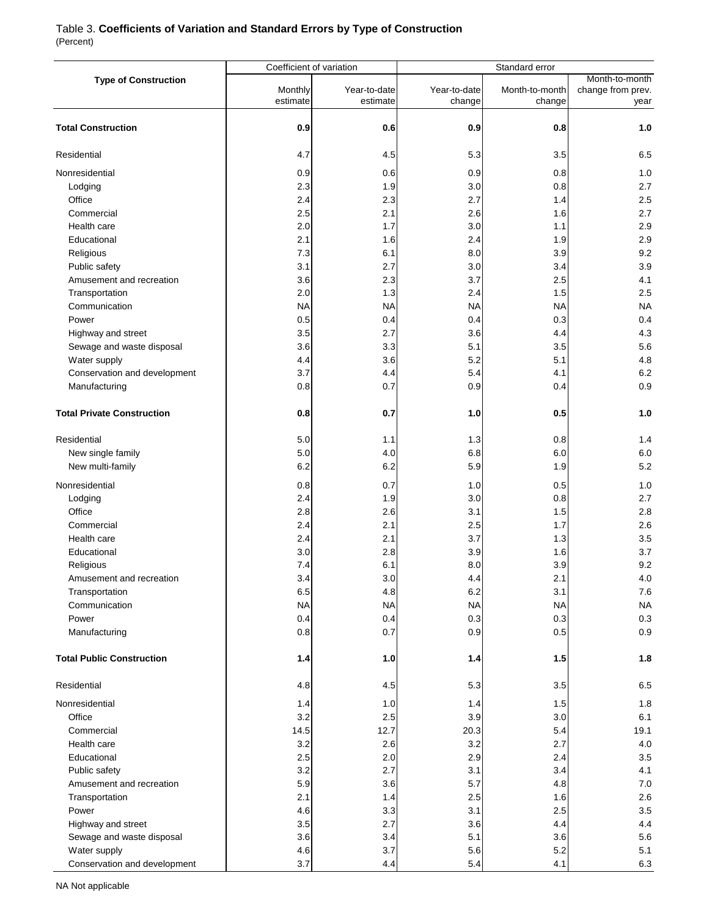Table 3. **Coefficients of Variation and Standard Errors by Type of Construction**
(Percent)

| Type of Construction | Coefficient of variation | | Standard error | | |
|---|---|---|---|---|---|
| | Monthly estimate | Year-to-date estimate | Year-to-date change | Month-to-month change | Month-to-month change from prev. year |
| **Total Construction** | **0.9** | **0.6** | **0.9** | **0.8** | **1.0** |
| Residential | 4.7 | 4.5 | 5.3 | 3.5 | 6.5 |
| Nonresidential | 0.9 | 0.6 | 0.9 | 0.8 | 1.0 |
| Lodging | 2.3 | 1.9 | 3.0 | 0.8 | 2.7 |
| Office | 2.4 | 2.3 | 2.7 | 1.4 | 2.5 |
| Commercial | 2.5 | 2.1 | 2.6 | 1.6 | 2.7 |
| Health care | 2.0 | 1.7 | 3.0 | 1.1 | 2.9 |
| Educational | 2.1 | 1.6 | 2.4 | 1.9 | 2.9 |
| Religious | 7.3 | 6.1 | 8.0 | 3.9 | 9.2 |
| Public safety | 3.1 | 2.7 | 3.0 | 3.4 | 3.9 |
| Amusement and recreation | 3.6 | 2.3 | 3.7 | 2.5 | 4.1 |
| Transportation | 2.0 | 1.3 | 2.4 | 1.5 | 2.5 |
| Communication | NA | NA | NA | NA | NA |
| Power | 0.5 | 0.4 | 0.4 | 0.3 | 0.4 |
| Highway and street | 3.5 | 2.7 | 3.6 | 4.4 | 4.3 |
| Sewage and waste disposal | 3.6 | 3.3 | 5.1 | 3.5 | 5.6 |
| Water supply | 4.4 | 3.6 | 5.2 | 5.1 | 4.8 |
| Conservation and development | 3.7 | 4.4 | 5.4 | 4.1 | 6.2 |
| Manufacturing | 0.8 | 0.7 | 0.9 | 0.4 | 0.9 |
| **Total Private Construction** | **0.8** | **0.7** | **1.0** | **0.5** | **1.0** |
| Residential | 5.0 | 1.1 | 1.3 | 0.8 | 1.4 |
| New single family | 5.0 | 4.0 | 6.8 | 6.0 | 6.0 |
| New multi-family | 6.2 | 6.2 | 5.9 | 1.9 | 5.2 |
| Nonresidential | 0.8 | 0.7 | 1.0 | 0.5 | 1.0 |
| Lodging | 2.4 | 1.9 | 3.0 | 0.8 | 2.7 |
| Office | 2.8 | 2.6 | 3.1 | 1.5 | 2.8 |
| Commercial | 2.4 | 2.1 | 2.5 | 1.7 | 2.6 |
| Health care | 2.4 | 2.1 | 3.7 | 1.3 | 3.5 |
| Educational | 3.0 | 2.8 | 3.9 | 1.6 | 3.7 |
| Religious | 7.4 | 6.1 | 8.0 | 3.9 | 9.2 |
| Amusement and recreation | 3.4 | 3.0 | 4.4 | 2.1 | 4.0 |
| Transportation | 6.5 | 4.8 | 6.2 | 3.1 | 7.6 |
| Communication | NA | NA | NA | NA | NA |
| Power | 0.4 | 0.4 | 0.3 | 0.3 | 0.3 |
| Manufacturing | 0.8 | 0.7 | 0.9 | 0.5 | 0.9 |
| **Total Public Construction** | **1.4** | **1.0** | **1.4** | **1.5** | **1.8** |
| Residential | 4.8 | 4.5 | 5.3 | 3.5 | 6.5 |
| Nonresidential | 1.4 | 1.0 | 1.4 | 1.5 | 1.8 |
| Office | 3.2 | 2.5 | 3.9 | 3.0 | 6.1 |
| Commercial | 14.5 | 12.7 | 20.3 | 5.4 | 19.1 |
| Health care | 3.2 | 2.6 | 3.2 | 2.7 | 4.0 |
| Educational | 2.5 | 2.0 | 2.9 | 2.4 | 3.5 |
| Public safety | 3.2 | 2.7 | 3.1 | 3.4 | 4.1 |
| Amusement and recreation | 5.9 | 3.6 | 5.7 | 4.8 | 7.0 |
| Transportation | 2.1 | 1.4 | 2.5 | 1.6 | 2.6 |
| Power | 4.6 | 3.3 | 3.1 | 2.5 | 3.5 |
| Highway and street | 3.5 | 2.7 | 3.6 | 4.4 | 4.4 |
| Sewage and waste disposal | 3.6 | 3.4 | 5.1 | 3.6 | 5.6 |
| Water supply | 4.6 | 3.7 | 5.6 | 5.2 | 5.1 |
| Conservation and development | 3.7 | 4.4 | 5.4 | 4.1 | 6.3 |

NA Not applicable